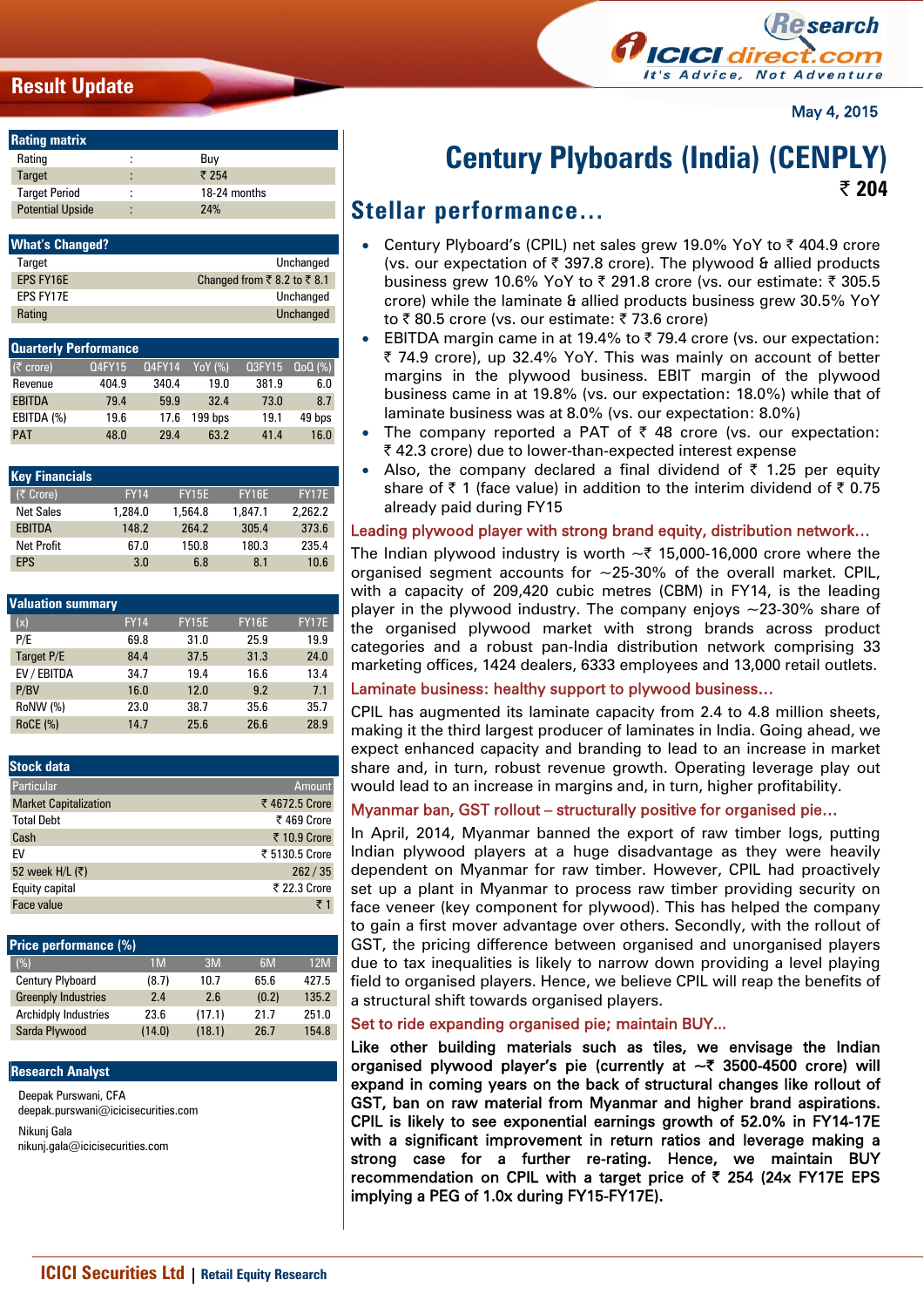Result Update

May 4, 2015

| Rating matrix | | |
|---|---|---|
| Rating | : | Buy |
| Target | : | ₹ 254 |
| Target Period | : | 18-24 months |
| Potential Upside | : | 24% |

| What's Changed? | |
|---|---|
| Target | Unchanged |
| EPS FY16E | Changed from ₹ 8.2 to ₹ 8.1 |
| EPS FY17E | Unchanged |
| Rating | Unchanged |

**Quarterly Performance**

| (₹ crore) | Q4FY15 | Q4FY14 | YoY (%) | Q3FY15 | QoQ (%) |
|---|---|---|---|---|---|
| Revenue | 404.9 | 340.4 | 19.0 | 381.9 | 6.0 |
| EBITDA | 79.4 | 59.9 | 32.4 | 73.0 | 8.7 |
| EBITDA (%) | 19.6 | 17.6 | 199 bps | 19.1 | 49 bps |
| PAT | 48.0 | 29.4 | 63.2 | 41.4 | 16.0 |

**Key Financials**

| (₹ Crore) | FY14 | FY15E | FY16E | FY17E |
|---|---|---|---|---|
| Net Sales | 1,284.0 | 1,564.8 | 1,847.1 | 2,262.2 |
| EBITDA | 148.2 | 264.2 | 305.4 | 373.6 |
| Net Profit | 67.0 | 150.8 | 180.3 | 235.4 |
| EPS | 3.0 | 6.8 | 8.1 | 10.6 |

**Valuation summary**

| (x) | FY14 | FY15E | FY16E | FY17E |
|---|---|---|---|---|
| P/E | 69.8 | 31.0 | 25.9 | 19.9 |
| Target P/E | 84.4 | 37.5 | 31.3 | 24.0 |
| EV / EBITDA | 34.7 | 19.4 | 16.6 | 13.4 |
| P/BV | 16.0 | 12.0 | 9.2 | 7.1 |
| RoNW (%) | 23.0 | 38.7 | 35.6 | 35.7 |
| RoCE (%) | 14.7 | 25.6 | 26.6 | 28.9 |

**Stock data**

| Particular | Amount |
|---|---|
| Market Capitalization | ₹ 4672.5 Crore |
| Total Debt | ₹ 469 Crore |
| Cash | ₹ 10.9 Crore |
| EV | ₹ 5130.5 Crore |
| 52 week H/L (₹) | 262 / 35 |
| Equity capital | ₹ 22.3 Crore |
| Face value | ₹ 1 |

**Price performance (%)**

| (%) | 1M | 3M | 6M | 12M |
|---|---|---|---|---|
| Century Plyboard | (8.7) | 10.7 | 65.6 | 427.5 |
| Greenply Industries | 2.4 | 2.6 | (0.2) | 135.2 |
| Archidply Industries | 23.6 | (17.1) | 21.7 | 251.0 |
| Sarda Plywood | (14.0) | (18.1) | 26.7 | 154.8 |

**Research Analyst**

Deepak Purswani, CFA
deepak.purswani@icicisecurities.com

Nikunj Gala
nikunj.gala@icicisecurities.com

# Century Plyboards (India) (CENPLY)

**₹ 204**

## Stellar performance…

- Century Plyboard's (CPIL) net sales grew 19.0% YoY to ₹ 404.9 crore (vs. our expectation of ₹ 397.8 crore). The plywood & allied products business grew 10.6% YoY to ₹ 291.8 crore (vs. our estimate: ₹ 305.5 crore) while the laminate & allied products business grew 30.5% YoY to ₹ 80.5 crore (vs. our estimate: ₹ 73.6 crore)
- EBITDA margin came in at 19.4% to ₹ 79.4 crore (vs. our expectation: ₹ 74.9 crore), up 32.4% YoY. This was mainly on account of better margins in the plywood business. EBIT margin of the plywood business came in at 19.8% (vs. our expectation: 18.0%) while that of laminate business was at 8.0% (vs. our expectation: 8.0%)
- The company reported a PAT of ₹ 48 crore (vs. our expectation: ₹ 42.3 crore) due to lower-than-expected interest expense
- Also, the company declared a final dividend of ₹ 1.25 per equity share of ₹ 1 (face value) in addition to the interim dividend of ₹ 0.75 already paid during FY15

### Leading plywood player with strong brand equity, distribution network…

The Indian plywood industry is worth ~₹ 15,000-16,000 crore where the organised segment accounts for ~25-30% of the overall market. CPIL, with a capacity of 209,420 cubic metres (CBM) in FY14, is the leading player in the plywood industry. The company enjoys ~23-30% share of the organised plywood market with strong brands across product categories and a robust pan-India distribution network comprising 33 marketing offices, 1424 dealers, 6333 employees and 13,000 retail outlets.

### Laminate business: healthy support to plywood business…

CPIL has augmented its laminate capacity from 2.4 to 4.8 million sheets, making it the third largest producer of laminates in India. Going ahead, we expect enhanced capacity and branding to lead to an increase in market share and, in turn, robust revenue growth. Operating leverage play out would lead to an increase in margins and, in turn, higher profitability.

### Myanmar ban, GST rollout – structurally positive for organised pie…

In April, 2014, Myanmar banned the export of raw timber logs, putting Indian plywood players at a huge disadvantage as they were heavily dependent on Myanmar for raw timber. However, CPIL had proactively set up a plant in Myanmar to process raw timber providing security on face veneer (key component for plywood). This has helped the company to gain a first mover advantage over others. Secondly, with the rollout of GST, the pricing difference between organised and unorganised players due to tax inequalities is likely to narrow down providing a level playing field to organised players. Hence, we believe CPIL will reap the benefits of a structural shift towards organised players.

### Set to ride expanding organised pie; maintain BUY…

**Like other building materials such as tiles, we envisage the Indian organised plywood player's pie (currently at ~₹ 3500-4500 crore) will expand in coming years on the back of structural changes like rollout of GST, ban on raw material from Myanmar and higher brand aspirations. CPIL is likely to see exponential earnings growth of 52.0% in FY14-17E with a significant improvement in return ratios and leverage making a strong case for a further re-rating. Hence, we maintain BUY recommendation on CPIL with a target price of ₹ 254 (24x FY17E EPS implying a PEG of 1.0x during FY15-FY17E).**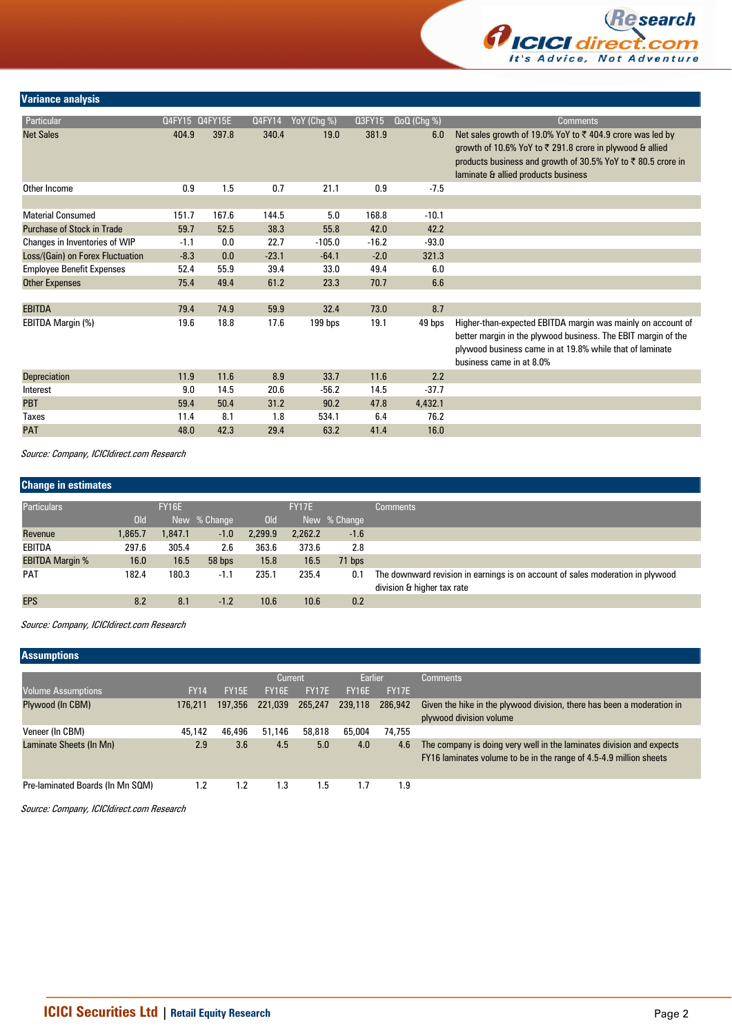## Variance analysis

| Particular | Q4FY15 | Q4FY15E | Q4FY14 | YoY (Chg %) | Q3FY15 | QoQ (Chg %) | Comments |
|---|---|---|---|---|---|---|---|
| Net Sales | 404.9 | 397.8 | 340.4 | 19.0 | 381.9 | 6.0 | Net sales growth of 19.0% YoY to ₹ 404.9 crore was led by growth of 10.6% YoY to ₹ 291.8 crore in plywood & allied products business and growth of 30.5% YoY to ₹ 80.5 crore in laminate & allied products business |
| Other Income | 0.9 | 1.5 | 0.7 | 21.1 | 0.9 | -7.5 | |
| | | | | | | | |
| Material Consumed | 151.7 | 167.6 | 144.5 | 5.0 | 168.8 | -10.1 | |
| Purchase of Stock in Trade | 59.7 | 52.5 | 38.3 | 55.8 | 42.0 | 42.2 | |
| Changes in Inventories of WIP | -1.1 | 0.0 | 22.7 | -105.0 | -16.2 | -93.0 | |
| Loss/(Gain) on Forex Fluctuation | -8.3 | 0.0 | -23.1 | -64.1 | -2.0 | 321.3 | |
| Employee Benefit Expenses | 52.4 | 55.9 | 39.4 | 33.0 | 49.4 | 6.0 | |
| Other Expenses | 75.4 | 49.4 | 61.2 | 23.3 | 70.7 | 6.6 | |
| | | | | | | | |
| EBITDA | 79.4 | 74.9 | 59.9 | 32.4 | 73.0 | 8.7 | |
| EBITDA Margin (%) | 19.6 | 18.8 | 17.6 | 199 bps | 19.1 | 49 bps | Higher-than-expected EBITDA margin was mainly on account of better margin in the plywood business. The EBIT margin of the plywood business came in at 19.8% while that of laminate business came in at 8.0% |
| Depreciation | 11.9 | 11.6 | 8.9 | 33.7 | 11.6 | 2.2 | |
| Interest | 9.0 | 14.5 | 20.6 | -56.2 | 14.5 | -37.7 | |
| PBT | 59.4 | 50.4 | 31.2 | 90.2 | 47.8 | 4,432.1 | |
| Taxes | 11.4 | 8.1 | 1.8 | 534.1 | 6.4 | 76.2 | |
| PAT | 48.0 | 42.3 | 29.4 | 63.2 | 41.4 | 16.0 | |

*Source: Company, ICICIdirect.com Research*

## Change in estimates

| Particulars | FY16E | | | FY17E | | | Comments |
|---|---|---|---|---|---|---|---|
| | Old | New | % Change | Old | New | % Change | |
| Revenue | 1,865.7 | 1,847.1 | -1.0 | 2,299.9 | 2,262.2 | -1.6 | |
| EBITDA | 297.6 | 305.4 | 2.6 | 363.6 | 373.6 | 2.8 | |
| EBITDA Margin % | 16.0 | 16.5 | 58 bps | 15.8 | 16.5 | 71 bps | |
| PAT | 182.4 | 180.3 | -1.1 | 235.1 | 235.4 | 0.1 | The downward revision in earnings is on account of sales moderation in plywood division & higher tax rate |
| EPS | 8.2 | 8.1 | -1.2 | 10.6 | 10.6 | 0.2 | |

*Source: Company, ICICIdirect.com Research*

## Assumptions

| | | | Current | | Earlier | | Comments |
|---|---|---|---|---|---|---|---|
| Volume Assumptions | FY14 | FY15E | FY16E | FY17E | FY16E | FY17E | |
| Plywood (In CBM) | 176,211 | 197,356 | 221,039 | 265,247 | 239,118 | 286,942 | Given the hike in the plywood division, there has been a moderation in plywood division volume |
| Veneer (In CBM) | 45,142 | 46,496 | 51,146 | 58,818 | 65,004 | 74,755 | |
| Laminate Sheets (In Mn) | 2.9 | 3.6 | 4.5 | 5.0 | 4.0 | 4.6 | The company is doing very well in the laminates division and expects FY16 laminates volume to be in the range of 4.5-4.9 million sheets |
| Pre-laminated Boards (In Mn SQM) | 1.2 | 1.2 | 1.3 | 1.5 | 1.7 | 1.9 | |

*Source: Company, ICICIdirect.com Research*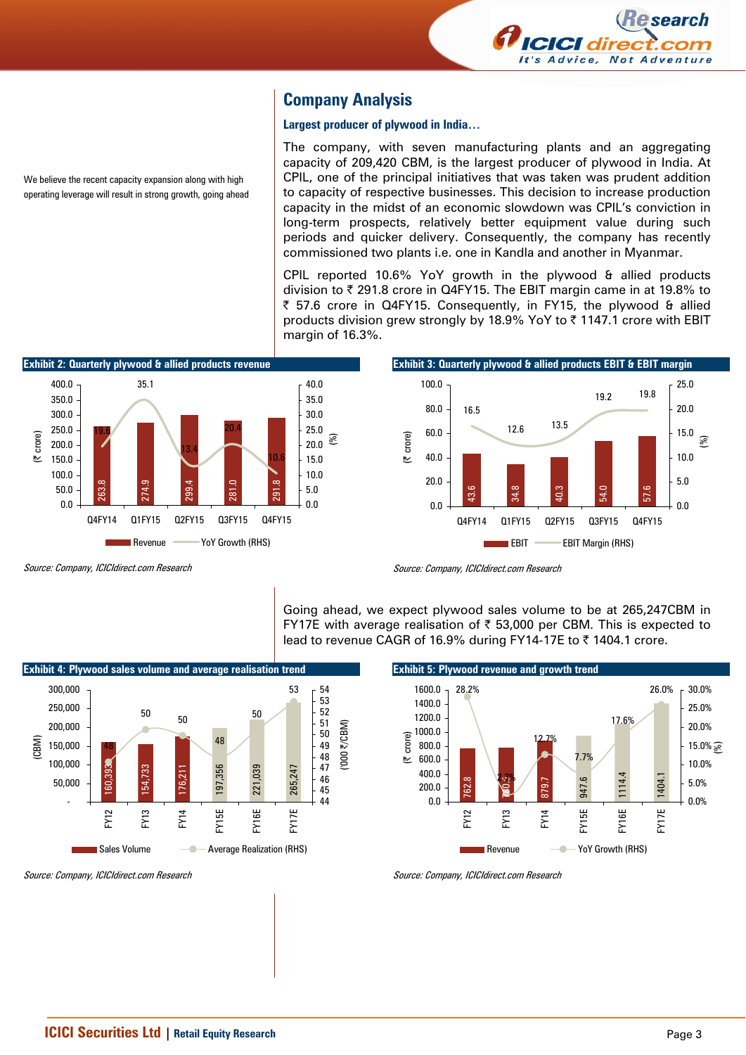## Company Analysis

We believe the recent capacity expansion along with high operating leverage will result in strong growth, going ahead

### Largest producer of plywood in India…

The company, with seven manufacturing plants and an aggregating capacity of 209,420 CBM, is the largest producer of plywood in India. At CPIL, one of the principal initiatives that was taken was prudent addition to capacity of respective businesses. This decision to increase production capacity in the midst of an economic slowdown was CPIL's conviction in long-term prospects, relatively better equipment value during such periods and quicker delivery. Consequently, the company has recently commissioned two plants i.e. one in Kandla and another in Myanmar.

CPIL reported 10.6% YoY growth in the plywood & allied products division to ₹ 291.8 crore in Q4FY15. The EBIT margin came in at 19.8% to ₹ 57.6 crore in Q4FY15. Consequently, in FY15, the plywood & allied products division grew strongly by 18.9% YoY to ₹ 1147.1 crore with EBIT margin of 16.3%.

**Exhibit 2: Quarterly plywood & allied products revenue**

| | Q4FY14 | Q1FY15 | Q2FY15 | Q3FY15 | Q4FY15 |
|---|---|---|---|---|---|
| Revenue (₹ crore) | 263.8 | 274.9 | 299.4 | 281.0 | 291.8 |
| YoY Growth (RHS) (%) | 19.6 | 35.1 | 13.4 | 20.4 | 10.6 |

*Source: Company, ICICIdirect.com Research*

**Exhibit 3: Quarterly plywood & allied products EBIT & EBIT margin**

| | Q4FY14 | Q1FY15 | Q2FY15 | Q3FY15 | Q4FY15 |
|---|---|---|---|---|---|
| EBIT (₹ crore) | 43.6 | 34.8 | 40.3 | 54.0 | 57.6 |
| EBIT Margin (RHS) (%) | 16.5 | 12.6 | 13.5 | 19.2 | 19.8 |

*Source: Company, ICICIdirect.com Research*

Going ahead, we expect plywood sales volume to be at 265,247CBM in FY17E with average realisation of ₹ 53,000 per CBM. This is expected to lead to revenue CAGR of 16.9% during FY14-17E to ₹ 1404.1 crore.

**Exhibit 4: Plywood sales volume and average realisation trend**

| | FY12 | FY13 | FY14 | FY15E | FY16E | FY17E |
|---|---|---|---|---|---|---|
| Sales Volume (CBM) | 160,393 | 154,733 | 176,211 | 197,356 | 221,039 | 265,247 |
| Average Realization (RHS) ('000 ₹/CBM) | 48 | 50 | 50 | 48 | 50 | 53 |

*Source: Company, ICICIdirect.com Research*

**Exhibit 5: Plywood revenue and growth trend**

| | FY12 | FY13 | FY14 | FY15E | FY16E | FY17E |
|---|---|---|---|---|---|---|
| Revenue (₹ crore) | 762.8 | 780.3 | 879.7 | 947.6 | 1114.4 | 1404.1 |
| YoY Growth (RHS) (%) | 28.2% | 2.3% | 12.7% | 7.7% | 17.6% | 26.0% |

*Source: Company, ICICIdirect.com Research*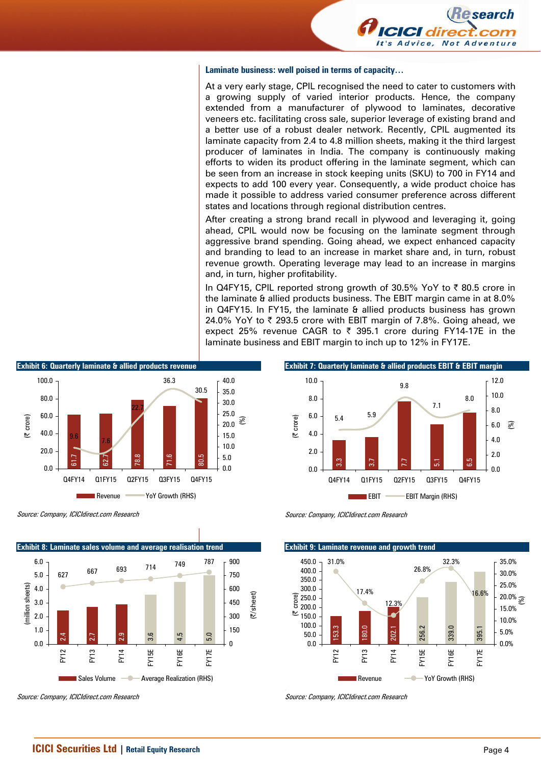### Laminate business: well poised in terms of capacity…

At a very early stage, CPIL recognised the need to cater to customers with a growing supply of varied interior products. Hence, the company extended from a manufacturer of plywood to laminates, decorative veneers etc. facilitating cross sale, superior leverage of existing brand and a better use of a robust dealer network. Recently, CPIL augmented its laminate capacity from 2.4 to 4.8 million sheets, making it the third largest producer of laminates in India. The company is continuously making efforts to widen its product offering in the laminate segment, which can be seen from an increase in stock keeping units (SKU) to 700 in FY14 and expects to add 100 every year. Consequently, a wide product choice has made it possible to address varied consumer preference across different states and locations through regional distribution centres.

After creating a strong brand recall in plywood and leveraging it, going ahead, CPIL would now be focusing on the laminate segment through aggressive brand spending. Going ahead, we expect enhanced capacity and branding to lead to an increase in market share and, in turn, robust revenue growth. Operating leverage may lead to an increase in margins and, in turn, higher profitability.

In Q4FY15, CPIL reported strong growth of 30.5% YoY to ₹ 80.5 crore in the laminate & allied products business. The EBIT margin came in at 8.0% in Q4FY15. In FY15, the laminate & allied products business has grown 24.0% YoY to ₹ 293.5 crore with EBIT margin of 7.8%. Going ahead, we expect 25% revenue CAGR to ₹ 395.1 crore during FY14-17E in the laminate business and EBIT margin to inch up to 12% in FY17E.

**Exhibit 6: Quarterly laminate & allied products revenue**

| | Q4FY14 | Q1FY15 | Q2FY15 | Q3FY15 | Q4FY15 |
|---|---|---|---|---|---|
| Revenue (₹ crore) | 61.7 | 62.7 | 78.8 | 71.6 | 80.5 |
| YoY Growth (RHS) (%) | 9.6 | 7.6 | 22.7 | 36.3 | 30.5 |

*Source: Company, ICICIdirect.com Research*

**Exhibit 7: Quarterly laminate & allied products EBIT & EBIT margin**

| | Q4FY14 | Q1FY15 | Q2FY15 | Q3FY15 | Q4FY15 |
|---|---|---|---|---|---|
| EBIT (₹ crore) | 3.3 | 3.7 | 7.7 | 5.1 | 6.5 |
| EBIT Margin (RHS) (%) | 5.4 | 5.9 | 9.8 | 7.1 | 8.0 |

*Source: Company, ICICIdirect.com Research*

**Exhibit 8: Laminate sales volume and average realisation trend**

| | FY12 | FY13 | FY14 | FY15E | FY16E | FY17E |
|---|---|---|---|---|---|---|
| Sales Volume (million sheets) | 2.4 | 2.7 | 2.9 | 3.6 | 4.5 | 5.0 |
| Average Realization (RHS) (₹/sheet) | 627 | 667 | 693 | 714 | 749 | 787 |

*Source: Company, ICICIdirect.com Research*

**Exhibit 9: Laminate revenue and growth trend**

| | FY12 | FY13 | FY14 | FY15E | FY16E | FY17E |
|---|---|---|---|---|---|---|
| Revenue (₹ crore) | 153.3 | 180.0 | 202.1 | 256.2 | 339.0 | 395.1 |
| YoY Growth (RHS) (%) | 31.0% | 17.4% | 12.3% | 26.8% | 32.3% | 16.6% |

*Source: Company, ICICIdirect.com Research*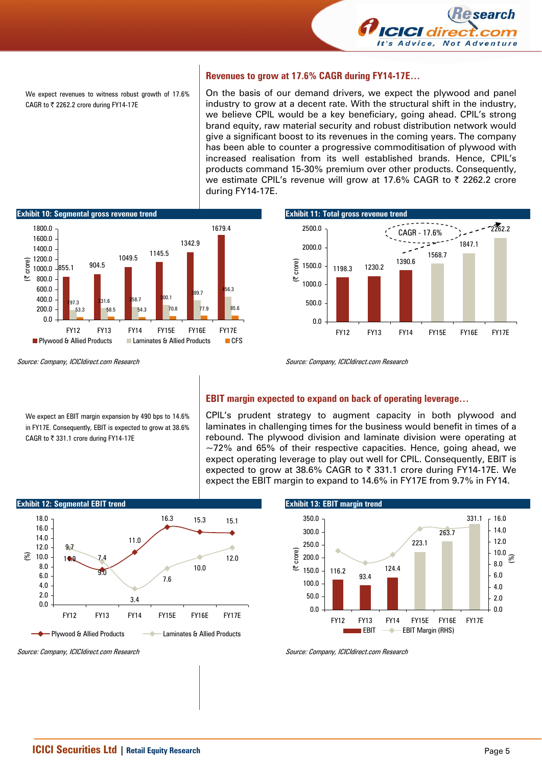We expect revenues to witness robust growth of 17.6% CAGR to ₹ 2262.2 crore during FY14-17E

## Revenues to grow at 17.6% CAGR during FY14-17E…

On the basis of our demand drivers, we expect the plywood and panel industry to grow at a decent rate. With the structural shift in the industry, we believe CPIL would be a key beneficiary, going ahead. CPIL's strong brand equity, raw material security and robust distribution network would give a significant boost to its revenues in the coming years. The company has been able to counter a progressive commoditisation of plywood with increased realisation from its well established brands. Hence, CPIL's products command 15-30% premium over other products. Consequently, we estimate CPIL's revenue will grow at 17.6% CAGR to ₹ 2262.2 crore during FY14-17E.

**Exhibit 10: Segmental gross revenue trend**

| (₹ crore) | FY12 | FY13 | FY14 | FY15E | FY16E | FY17E |
|---|---|---|---|---|---|---|
| Plywood & Allied Products | 855.1 | 904.5 | 1049.5 | 1145.5 | 1342.9 | 1679.4 |
| Laminates & Allied Products | 197.3 | 231.6 | 258.7 | 300.1 | 389.7 | 456.3 |
| CFS | 53.3 | 58.5 | 54.3 | 70.8 | 77.9 | 85.6 |

*Source: Company, ICICIdirect.com Research*

**Exhibit 11: Total gross revenue trend**

| (₹ crore) | FY12 | FY13 | FY14 | FY15E | FY16E | FY17E |
|---|---|---|---|---|---|---|
| Total gross revenue | 1198.3 | 1230.2 | 1390.6 | 1568.7 | 1847.1 | 2262.2 |

CAGR - 17.6%

*Source: Company, ICICIdirect.com Research*

We expect an EBIT margin expansion by 490 bps to 14.6% in FY17E. Consequently, EBIT is expected to grow at 38.6% CAGR to ₹ 331.1 crore during FY14-17E

## EBIT margin expected to expand on back of operating leverage…

CPIL's prudent strategy to augment capacity in both plywood and laminates in challenging times for the business would benefit in times of a rebound. The plywood division and laminate division were operating at ~72% and 65% of their respective capacities. Hence, going ahead, we expect operating leverage to play out well for CPIL. Consequently, EBIT is expected to grow at 38.6% CAGR to ₹ 331.1 crore during FY14-17E. We expect the EBIT margin to expand to 14.6% in FY17E from 9.7% in FY14.

**Exhibit 12: Segmental EBIT trend**

| (%) | FY12 | FY13 | FY14 | FY15E | FY16E | FY17E |
|---|---|---|---|---|---|---|
| Plywood & Allied Products | 9.7 | 7.4 | 11.0 | 16.3 | 15.3 | 15.1 |
| Laminates & Allied Products | 11.9 | 9.0 | 3.4 | 7.6 | 10.0 | 12.0 |

*Source: Company, ICICIdirect.com Research*

**Exhibit 13: EBIT margin trend**

| | FY12 | FY13 | FY14 | FY15E | FY16E | FY17E |
|---|---|---|---|---|---|---|
| EBIT (₹ crore) | 116.2 | 93.4 | 124.4 | 223.1 | 263.7 | 331.1 |

*Source: Company, ICICIdirect.com Research*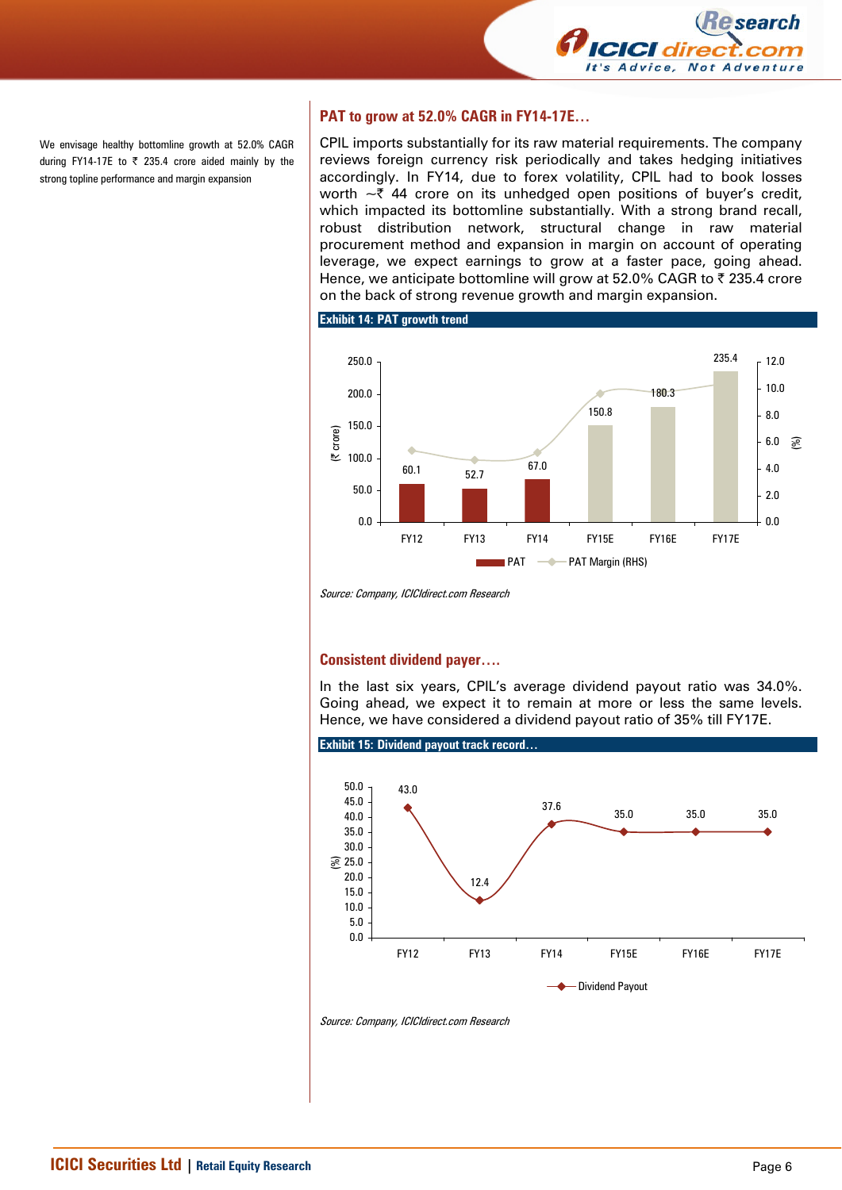We envisage healthy bottomline growth at 52.0% CAGR during FY14-17E to ₹ 235.4 crore aided mainly by the strong topline performance and margin expansion

## PAT to grow at 52.0% CAGR in FY14-17E…

CPIL imports substantially for its raw material requirements. The company reviews foreign currency risk periodically and takes hedging initiatives accordingly. In FY14, due to forex volatility, CPIL had to book losses worth ~₹ 44 crore on its unhedged open positions of buyer's credit, which impacted its bottomline substantially. With a strong brand recall, robust distribution network, structural change in raw material procurement method and expansion in margin on account of operating leverage, we expect earnings to grow at a faster pace, going ahead. Hence, we anticipate bottomline will grow at 52.0% CAGR to ₹ 235.4 crore on the back of strong revenue growth and margin expansion.

**Exhibit 14: PAT growth trend**

| | FY12 | FY13 | FY14 | FY15E | FY16E | FY17E |
|---|---|---|---|---|---|---|
| PAT (₹ crore) | 60.1 | 52.7 | 67.0 | 150.8 | 180.3 | 235.4 |

*Source: Company, ICICIdirect.com Research*

## Consistent dividend payer….

In the last six years, CPIL's average dividend payout ratio was 34.0%. Going ahead, we expect it to remain at more or less the same levels. Hence, we have considered a dividend payout ratio of 35% till FY17E.

**Exhibit 15: Dividend payout track record…**

| | FY12 | FY13 | FY14 | FY15E | FY16E | FY17E |
|---|---|---|---|---|---|---|
| Dividend Payout (%) | 43.0 | 12.4 | 37.6 | 35.0 | 35.0 | 35.0 |

*Source: Company, ICICIdirect.com Research*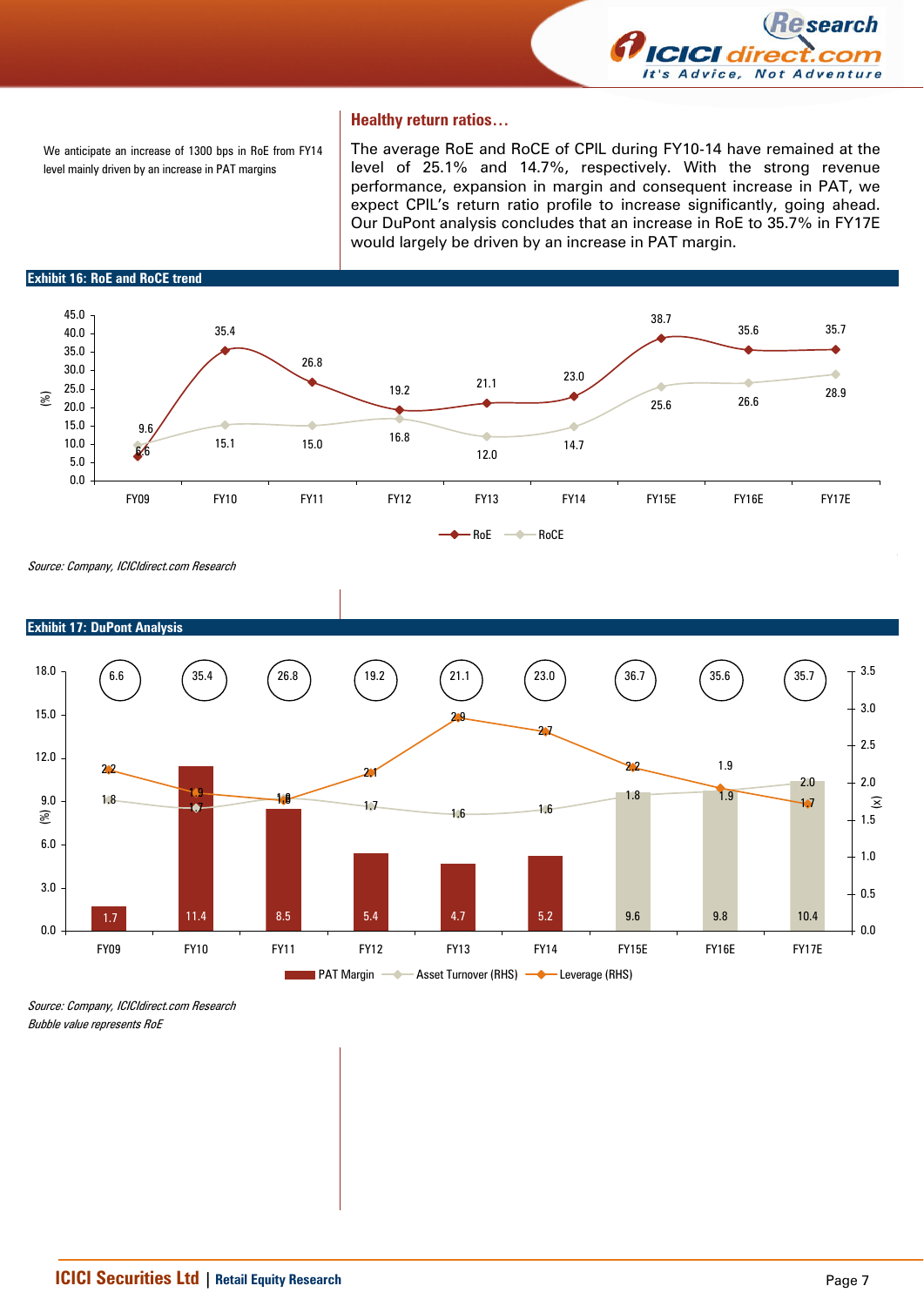We anticipate an increase of 1300 bps in RoE from FY14 level mainly driven by an increase in PAT margins

## Healthy return ratios…

The average RoE and RoCE of CPIL during FY10-14 have remained at the level of 25.1% and 14.7%, respectively. With the strong revenue performance, expansion in margin and consequent increase in PAT, we expect CPIL's return ratio profile to increase significantly, going ahead. Our DuPont analysis concludes that an increase in RoE to 35.7% in FY17E would largely be driven by an increase in PAT margin.

**Exhibit 16: RoE and RoCE trend**

| (%) | FY09 | FY10 | FY11 | FY12 | FY13 | FY14 | FY15E | FY16E | FY17E |
|---|---|---|---|---|---|---|---|---|---|
| RoE | 6.6 | 35.4 | 26.8 | 19.2 | 21.1 | 23.0 | 38.7 | 35.6 | 35.7 |
| RoCE | 9.6 | 15.1 | 15.0 | 16.8 | 12.0 | 14.7 | 25.6 | 26.6 | 28.9 |

*Source: Company, ICICIdirect.com Research*

**Exhibit 17: DuPont Analysis**

| | FY09 | FY10 | FY11 | FY12 | FY13 | FY14 | FY15E | FY16E | FY17E |
|---|---|---|---|---|---|---|---|---|---|
| RoE (%) | 6.6 | 35.4 | 26.8 | 19.2 | 21.1 | 23.0 | 36.7 | 35.6 | 35.7 |
| PAT Margin (%) | 1.7 | 11.4 | 8.5 | 5.4 | 4.7 | 5.2 | 9.6 | 9.8 | 10.4 |
| Asset Turnover (x) (RHS) | 1.8 | 1.7 | 1.8 | 1.7 | 1.6 | 1.6 | 1.8 | 1.9 | 2.0 |
| Leverage (x) (RHS) | 2.2 | 1.9 | 1.8 | 2.1 | 2.9 | 2.7 | 2.2 | 1.9 | 1.7 |

*Source: Company, ICICIdirect.com Research*
*Bubble value represents RoE*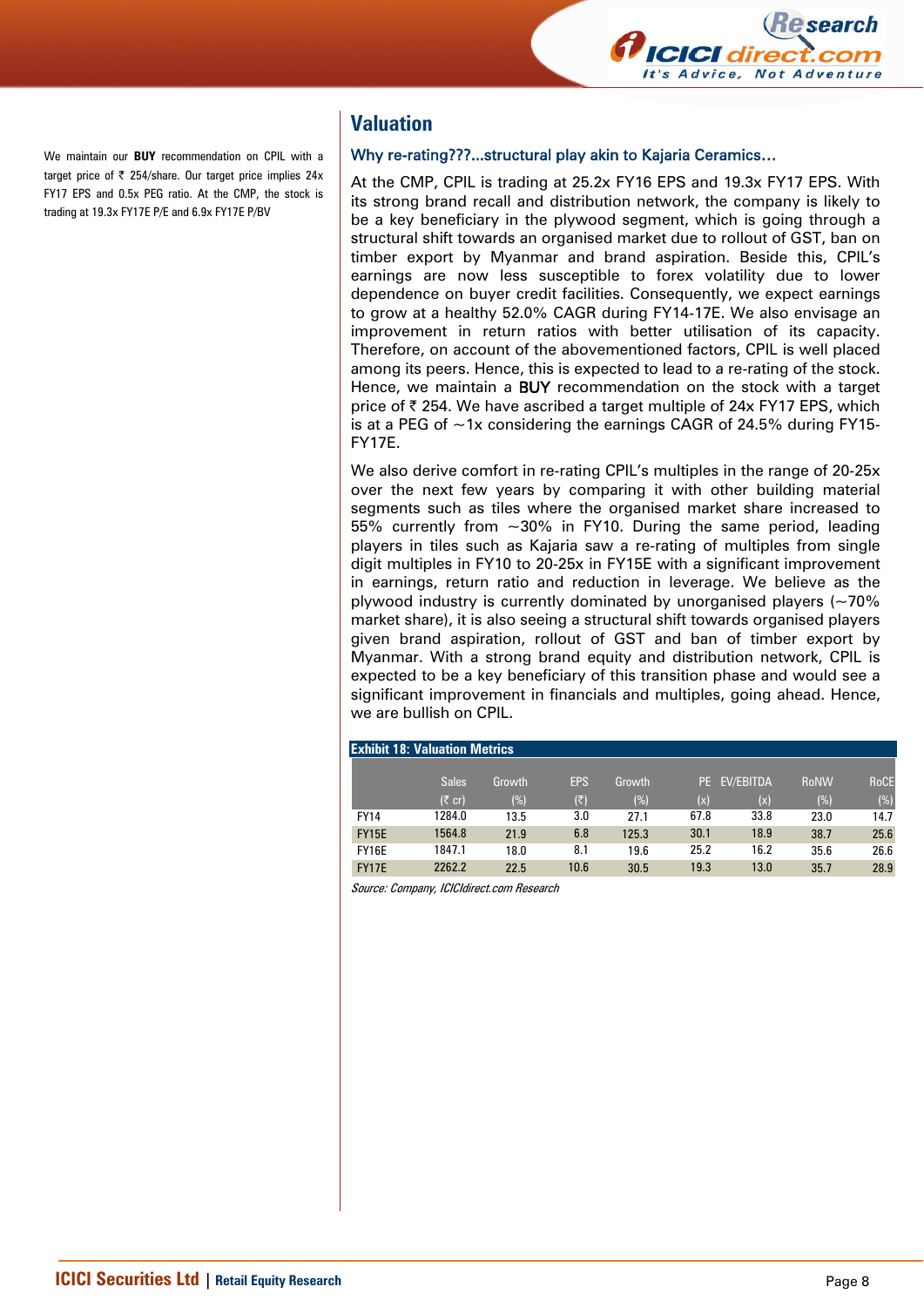We maintain our **BUY** recommendation on CPIL with a target price of ₹ 254/share. Our target price implies 24x FY17 EPS and 0.5x PEG ratio. At the CMP, the stock is trading at 19.3x FY17E P/E and 6.9x FY17E P/BV

## Valuation

### Why re-rating???...structural play akin to Kajaria Ceramics…

At the CMP, CPIL is trading at 25.2x FY16 EPS and 19.3x FY17 EPS. With its strong brand recall and distribution network, the company is likely to be a key beneficiary in the plywood segment, which is going through a structural shift towards an organised market due to rollout of GST, ban on timber export by Myanmar and brand aspiration. Beside this, CPIL's earnings are now less susceptible to forex volatility due to lower dependence on buyer credit facilities. Consequently, we expect earnings to grow at a healthy 52.0% CAGR during FY14-17E. We also envisage an improvement in return ratios with better utilisation of its capacity. Therefore, on account of the abovementioned factors, CPIL is well placed among its peers. Hence, this is expected to lead to a re-rating of the stock. Hence, we maintain a BUY recommendation on the stock with a target price of ₹ 254. We have ascribed a target multiple of 24x FY17 EPS, which is at a PEG of ~1x considering the earnings CAGR of 24.5% during FY15-FY17E.

We also derive comfort in re-rating CPIL's multiples in the range of 20-25x over the next few years by comparing it with other building material segments such as tiles where the organised market share increased to 55% currently from ~30% in FY10. During the same period, leading players in tiles such as Kajaria saw a re-rating of multiples from single digit multiples in FY10 to 20-25x in FY15E with a significant improvement in earnings, return ratio and reduction in leverage. We believe as the plywood industry is currently dominated by unorganised players (~70% market share), it is also seeing a structural shift towards organised players given brand aspiration, rollout of GST and ban of timber export by Myanmar. With a strong brand equity and distribution network, CPIL is expected to be a key beneficiary of this transition phase and would see a significant improvement in financials and multiples, going ahead. Hence, we are bullish on CPIL.

**Exhibit 18: Valuation Metrics**

| | Sales (₹ cr) | Growth (%) | EPS (₹) | Growth (%) | PE (x) | EV/EBITDA (x) | RoNW (%) | RoCE (%) |
|---|---|---|---|---|---|---|---|---|
| FY14 | 1284.0 | 13.5 | 3.0 | 27.1 | 67.8 | 33.8 | 23.0 | 14.7 |
| FY15E | 1564.8 | 21.9 | 6.8 | 125.3 | 30.1 | 18.9 | 38.7 | 25.6 |
| FY16E | 1847.1 | 18.0 | 8.1 | 19.6 | 25.2 | 16.2 | 35.6 | 26.6 |
| FY17E | 2262.2 | 22.5 | 10.6 | 30.5 | 19.3 | 13.0 | 35.7 | 28.9 |

*Source: Company, ICICIdirect.com Research*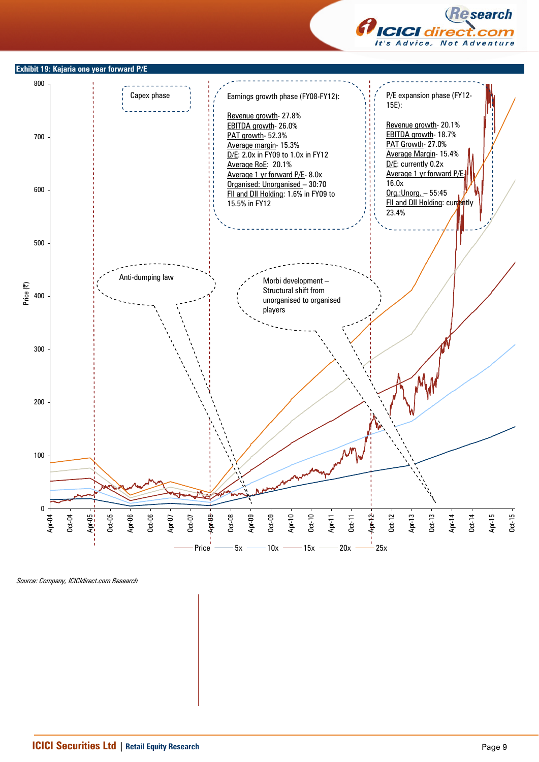**Exhibit 19: Kajaria one year forward P/E**

Capex phase

Earnings growth phase (FY08-FY12):

Revenue growth- 27.8%
EBITDA growth- 26.0%
PAT growth- 52.3%
Average margin- 15.3%
D/E: 2.0x in FY09 to 1.0x in FY12
Average RoE: 20.1%
Average 1 yr forward P/E- 8.0x
Organised: Unorganised – 30:70
FII and DII Holding: 1.6% in FY09 to 15.5% in FY12

P/E expansion phase (FY12-15E):

Revenue growth- 20.1%
EBITDA growth- 18.7%
PAT Growth- 27.0%
Average Margin- 15.4%
D/E: currently 0.2x
Average 1 yr forward P/E- 16.0x
Org.:Unorg. – 55:45
FII and DII Holding: currently 23.4%

Anti-dumping law

Morbi development – Structural shift from unorganised to organised players

Price (₹): 0, 100, 200, 300, 400, 500, 600, 700, 800

Apr-04, Oct-04, Apr-05, Oct-05, Apr-06, Oct-06, Apr-07, Oct-07, Apr-08, Oct-08, Apr-09, Oct-09, Apr-10, Oct-10, Apr-11, Oct-11, Apr-12, Oct-12, Apr-13, Oct-13, Apr-14, Oct-14, Apr-15, Oct-15

Price — 5x — 10x — 15x — 20x — 25x

*Source: Company, ICICIdirect.com Research*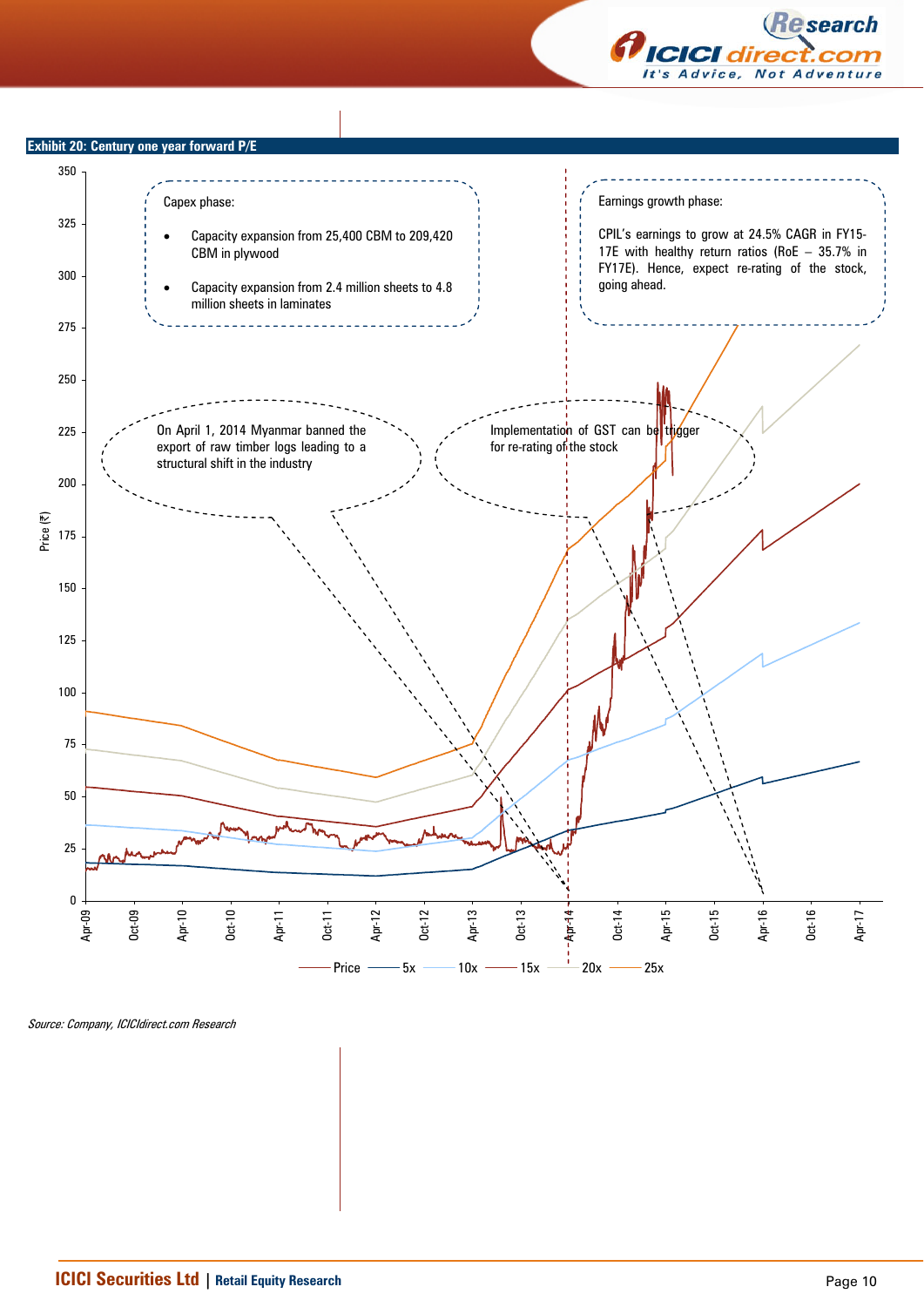**Exhibit 20: Century one year forward P/E**

Capex phase:

- Capacity expansion from 25,400 CBM to 209,420 CBM in plywood
- Capacity expansion from 2.4 million sheets to 4.8 million sheets in laminates

Earnings growth phase:

CPIL's earnings to grow at 24.5% CAGR in FY15-17E with healthy return ratios (RoE – 35.7% in FY17E). Hence, expect re-rating of the stock, going ahead.

On April 1, 2014 Myanmar banned the export of raw timber logs leading to a structural shift in the industry

Implementation of GST can be trigger for re-rating of the stock

Price (₹) | Legend: Price, 5x, 10x, 15x, 20x, 25x

*Source: Company, ICICIdirect.com Research*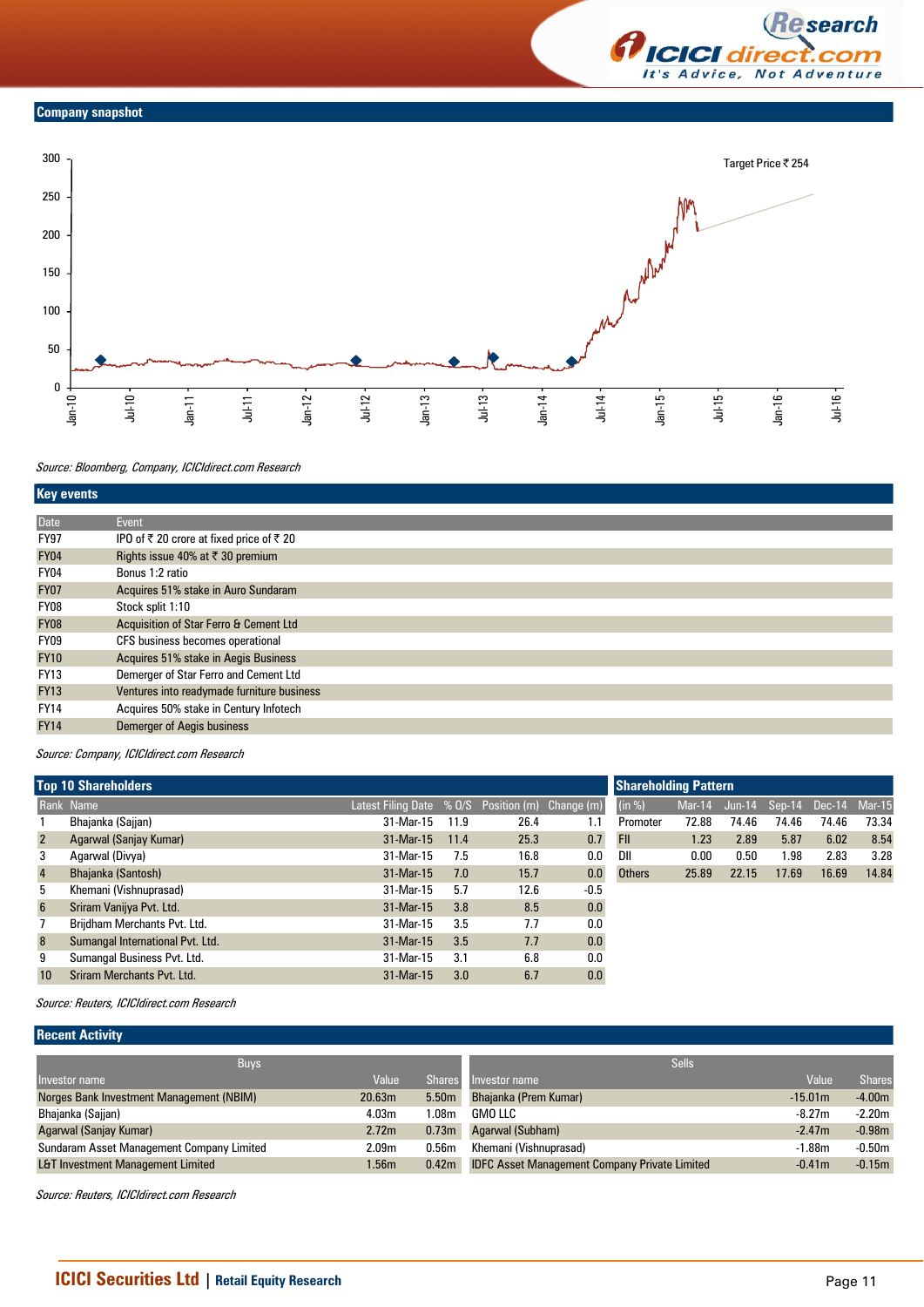## Company snapshot

Target Price ₹ 254

Source: Bloomberg, Company, ICICIdirect.com Research

## Key events

| Date | Event |
|---|---|
| FY97 | IPO of ₹ 20 crore at fixed price of ₹ 20 |
| FY04 | Rights issue 40% at ₹ 30 premium |
| FY04 | Bonus 1:2 ratio |
| FY07 | Acquires 51% stake in Auro Sundaram |
| FY08 | Stock split 1:10 |
| FY08 | Acquisition of Star Ferro & Cement Ltd |
| FY09 | CFS business becomes operational |
| FY10 | Acquires 51% stake in Aegis Business |
| FY13 | Demerger of Star Ferro and Cement Ltd |
| FY13 | Ventures into readymade furniture business |
| FY14 | Acquires 50% stake in Century Infotech |
| FY14 | Demerger of Aegis business |

Source: Company, ICICIdirect.com Research

## Top 10 Shareholders

| Rank | Name | Latest Filing Date | % O/S | Position (m) | Change (m) |
|---|---|---|---|---|---|
| 1 | Bhajanka (Sajjan) | 31-Mar-15 | 11.9 | 26.4 | 1.1 |
| 2 | Agarwal (Sanjay Kumar) | 31-Mar-15 | 11.4 | 25.3 | 0.7 |
| 3 | Agarwal (Divya) | 31-Mar-15 | 7.5 | 16.8 | 0.0 |
| 4 | Bhajanka (Santosh) | 31-Mar-15 | 7.0 | 15.7 | 0.0 |
| 5 | Khemani (Vishnuprasad) | 31-Mar-15 | 5.7 | 12.6 | -0.5 |
| 6 | Sriram Vanijya Pvt. Ltd. | 31-Mar-15 | 3.8 | 8.5 | 0.0 |
| 7 | Brijdham Merchants Pvt. Ltd. | 31-Mar-15 | 3.5 | 7.7 | 0.0 |
| 8 | Sumangal International Pvt. Ltd. | 31-Mar-15 | 3.5 | 7.7 | 0.0 |
| 9 | Sumangal Business Pvt. Ltd. | 31-Mar-15 | 3.1 | 6.8 | 0.0 |
| 10 | Sriram Merchants Pvt. Ltd. | 31-Mar-15 | 3.0 | 6.7 | 0.0 |

## Shareholding Pattern

| (in %) | Mar-14 | Jun-14 | Sep-14 | Dec-14 | Mar-15 |
|---|---|---|---|---|---|
| Promoter | 72.88 | 74.46 | 74.46 | 74.46 | 73.34 |
| FII | 1.23 | 2.89 | 5.87 | 6.02 | 8.54 |
| DII | 0.00 | 0.50 | 1.98 | 2.83 | 3.28 |
| Others | 25.89 | 22.15 | 17.69 | 16.69 | 14.84 |

Source: Reuters, ICICIdirect.com Research

## Recent Activity

| Buys | | | Sells | | |
|---|---|---|---|---|---|
| Investor name | Value | Shares | Investor name | Value | Shares |
| Norges Bank Investment Management (NBIM) | 20.63m | 5.50m | Bhajanka (Prem Kumar) | -15.01m | -4.00m |
| Bhajanka (Sajjan) | 4.03m | 1.08m | GMO LLC | -8.27m | -2.20m |
| Agarwal (Sanjay Kumar) | 2.72m | 0.73m | Agarwal (Subham) | -2.47m | -0.98m |
| Sundaram Asset Management Company Limited | 2.09m | 0.56m | Khemani (Vishnuprasad) | -1.88m | -0.50m |
| L&T Investment Management Limited | 1.56m | 0.42m | IDFC Asset Management Company Private Limited | -0.41m | -0.15m |

Source: Reuters, ICICIdirect.com Research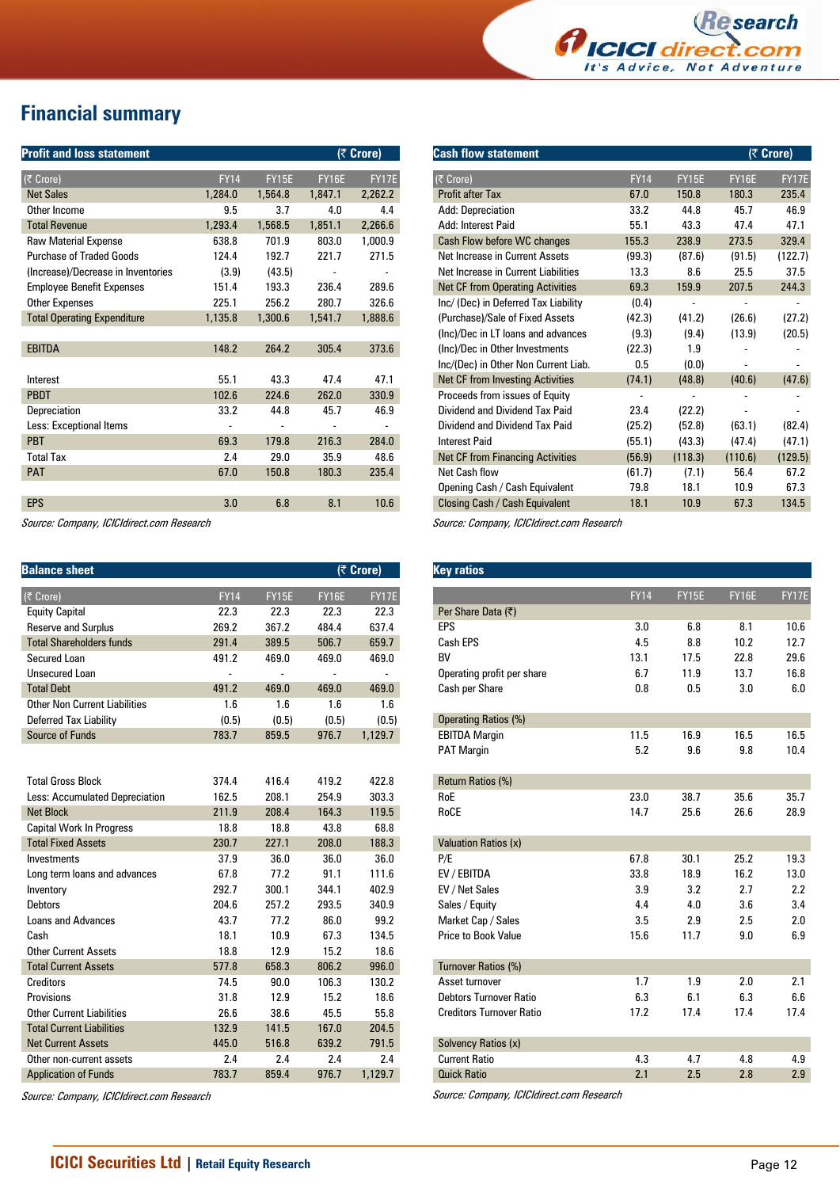# Financial summary

| Profit and loss statement | | | | (₹ Crore) |
|---|---|---|---|---|
| (₹ Crore) | FY14 | FY15E | FY16E | FY17E |
| Net Sales | 1,284.0 | 1,564.8 | 1,847.1 | 2,262.2 |
| Other Income | 9.5 | 3.7 | 4.0 | 4.4 |
| Total Revenue | 1,293.4 | 1,568.5 | 1,851.1 | 2,266.6 |
| Raw Material Expense | 638.8 | 701.9 | 803.0 | 1,000.9 |
| Purchase of Traded Goods | 124.4 | 192.7 | 221.7 | 271.5 |
| (Increase)/Decrease in Inventories | (3.9) | (43.5) | - | - |
| Employee Benefit Expenses | 151.4 | 193.3 | 236.4 | 289.6 |
| Other Expenses | 225.1 | 256.2 | 280.7 | 326.6 |
| Total Operating Expenditure | 1,135.8 | 1,300.6 | 1,541.7 | 1,888.6 |
| | | | | |
| EBITDA | 148.2 | 264.2 | 305.4 | 373.6 |
| | | | | |
| Interest | 55.1 | 43.3 | 47.4 | 47.1 |
| PBDT | 102.6 | 224.6 | 262.0 | 330.9 |
| Depreciation | 33.2 | 44.8 | 45.7 | 46.9 |
| Less: Exceptional Items | - | - | - | - |
| PBT | 69.3 | 179.8 | 216.3 | 284.0 |
| Total Tax | 2.4 | 29.0 | 35.9 | 48.6 |
| PAT | 67.0 | 150.8 | 180.3 | 235.4 |
| | | | | |
| EPS | 3.0 | 6.8 | 8.1 | 10.6 |

*Source: Company, ICICIdirect.com Research*

| Cash flow statement | | | | (₹ Crore) |
|---|---|---|---|---|
| (₹ Crore) | FY14 | FY15E | FY16E | FY17E |
| Profit after Tax | 67.0 | 150.8 | 180.3 | 235.4 |
| Add: Depreciation | 33.2 | 44.8 | 45.7 | 46.9 |
| Add: Interest Paid | 55.1 | 43.3 | 47.4 | 47.1 |
| Cash Flow before WC changes | 155.3 | 238.9 | 273.5 | 329.4 |
| Net Increase in Current Assets | (99.3) | (87.6) | (91.5) | (122.7) |
| Net Increase in Current Liabilities | 13.3 | 8.6 | 25.5 | 37.5 |
| Net CF from Operating Activities | 69.3 | 159.9 | 207.5 | 244.3 |
| Inc/ (Dec) in Deferred Tax Liability | (0.4) | - | - | - |
| (Purchase)/Sale of Fixed Assets | (42.3) | (41.2) | (26.6) | (27.2) |
| (Inc)/Dec in LT loans and advances | (9.3) | (9.4) | (13.9) | (20.5) |
| (Inc)/Dec in Other Investments | (22.3) | 1.9 | - | - |
| Inc/(Dec) in Other Non Current Liab. | 0.5 | (0.0) | - | - |
| Net CF from Investing Activities | (74.1) | (48.8) | (40.6) | (47.6) |
| Proceeds from issues of Equity | - | - | - | - |
| Dividend and Dividend Tax Paid | 23.4 | (22.2) | - | - |
| Dividend and Dividend Tax Paid | (25.2) | (52.8) | (63.1) | (82.4) |
| Interest Paid | (55.1) | (43.3) | (47.4) | (47.1) |
| Net CF from Financing Activities | (56.9) | (118.3) | (110.6) | (129.5) |
| Net Cash flow | (61.7) | (7.1) | 56.4 | 67.2 |
| Opening Cash / Cash Equivalent | 79.8 | 18.1 | 10.9 | 67.3 |
| Closing Cash / Cash Equivalent | 18.1 | 10.9 | 67.3 | 134.5 |

*Source: Company, ICICIdirect.com Research*

| Balance sheet | | | | (₹ Crore) |
|---|---|---|---|---|
| (₹ Crore) | FY14 | FY15E | FY16E | FY17E |
| Equity Capital | 22.3 | 22.3 | 22.3 | 22.3 |
| Reserve and Surplus | 269.2 | 367.2 | 484.4 | 637.4 |
| Total Shareholders funds | 291.4 | 389.5 | 506.7 | 659.7 |
| Secured Loan | 491.2 | 469.0 | 469.0 | 469.0 |
| Unsecured Loan | - | - | - | - |
| Total Debt | 491.2 | 469.0 | 469.0 | 469.0 |
| Other Non Current Liabilities | 1.6 | 1.6 | 1.6 | 1.6 |
| Deferred Tax Liability | (0.5) | (0.5) | (0.5) | (0.5) |
| Source of Funds | 783.7 | 859.5 | 976.7 | 1,129.7 |
| | | | | |
| Total Gross Block | 374.4 | 416.4 | 419.2 | 422.8 |
| Less: Accumulated Depreciation | 162.5 | 208.1 | 254.9 | 303.3 |
| Net Block | 211.9 | 208.4 | 164.3 | 119.5 |
| Capital Work In Progress | 18.8 | 18.8 | 43.8 | 68.8 |
| Total Fixed Assets | 230.7 | 227.1 | 208.0 | 188.3 |
| Investments | 37.9 | 36.0 | 36.0 | 36.0 |
| Long term loans and advances | 67.8 | 77.2 | 91.1 | 111.6 |
| Inventory | 292.7 | 300.1 | 344.1 | 402.9 |
| Debtors | 204.6 | 257.2 | 293.5 | 340.9 |
| Loans and Advances | 43.7 | 77.2 | 86.0 | 99.2 |
| Cash | 18.1 | 10.9 | 67.3 | 134.5 |
| Other Current Assets | 18.8 | 12.9 | 15.2 | 18.6 |
| Total Current Assets | 577.8 | 658.3 | 806.2 | 996.0 |
| Creditors | 74.5 | 90.0 | 106.3 | 130.2 |
| Provisions | 31.8 | 12.9 | 15.2 | 18.6 |
| Other Current Liabilities | 26.6 | 38.6 | 45.5 | 55.8 |
| Total Current Liabilities | 132.9 | 141.5 | 167.0 | 204.5 |
| Net Current Assets | 445.0 | 516.8 | 639.2 | 791.5 |
| Other non-current assets | 2.4 | 2.4 | 2.4 | 2.4 |
| Application of Funds | 783.7 | 859.4 | 976.7 | 1,129.7 |

*Source: Company, ICICIdirect.com Research*

| Key ratios | | | | |
|---|---|---|---|---|
| | FY14 | FY15E | FY16E | FY17E |
| Per Share Data (₹) | | | | |
| EPS | 3.0 | 6.8 | 8.1 | 10.6 |
| Cash EPS | 4.5 | 8.8 | 10.2 | 12.7 |
| BV | 13.1 | 17.5 | 22.8 | 29.6 |
| Operating profit per share | 6.7 | 11.9 | 13.7 | 16.8 |
| Cash per Share | 0.8 | 0.5 | 3.0 | 6.0 |
| | | | | |
| Operating Ratios (%) | | | | |
| EBITDA Margin | 11.5 | 16.9 | 16.5 | 16.5 |
| PAT Margin | 5.2 | 9.6 | 9.8 | 10.4 |
| | | | | |
| Return Ratios (%) | | | | |
| RoE | 23.0 | 38.7 | 35.6 | 35.7 |
| RoCE | 14.7 | 25.6 | 26.6 | 28.9 |
| | | | | |
| Valuation Ratios (x) | | | | |
| P/E | 67.8 | 30.1 | 25.2 | 19.3 |
| EV / EBITDA | 33.8 | 18.9 | 16.2 | 13.0 |
| EV / Net Sales | 3.9 | 3.2 | 2.7 | 2.2 |
| Sales / Equity | 4.4 | 4.0 | 3.6 | 3.4 |
| Market Cap / Sales | 3.5 | 2.9 | 2.5 | 2.0 |
| Price to Book Value | 15.6 | 11.7 | 9.0 | 6.9 |
| | | | | |
| Turnover Ratios (%) | | | | |
| Asset turnover | 1.7 | 1.9 | 2.0 | 2.1 |
| Debtors Turnover Ratio | 6.3 | 6.1 | 6.3 | 6.6 |
| Creditors Turnover Ratio | 17.2 | 17.4 | 17.4 | 17.4 |
| | | | | |
| Solvency Ratios (x) | | | | |
| Current Ratio | 4.3 | 4.7 | 4.8 | 4.9 |
| Quick Ratio | 2.1 | 2.5 | 2.8 | 2.9 |

*Source: Company, ICICIdirect.com Research*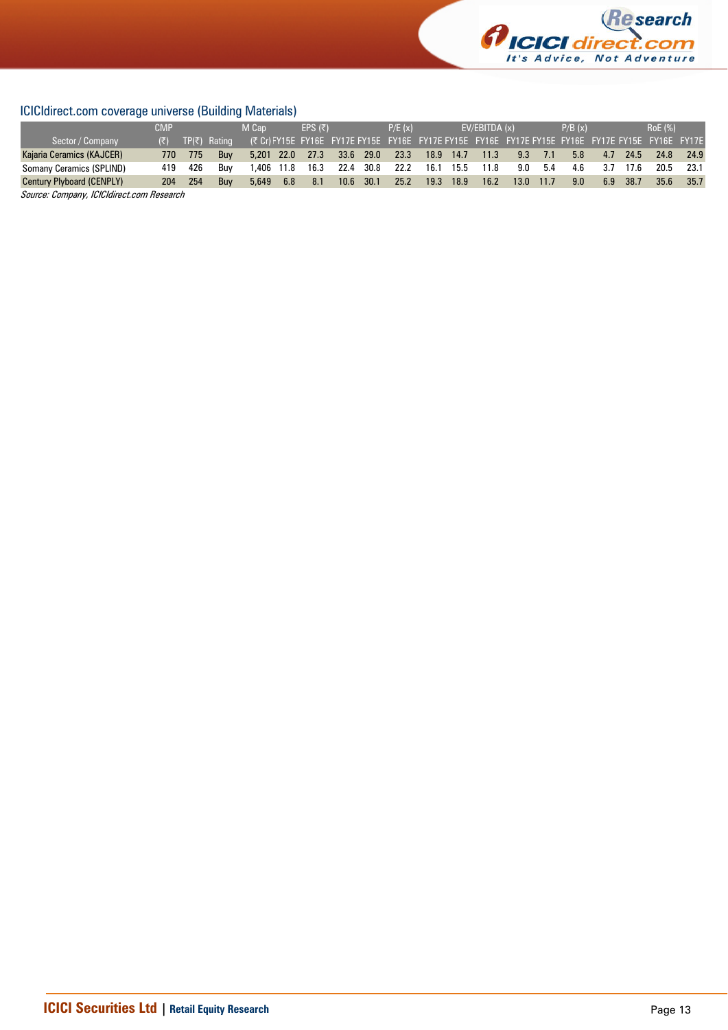## ICICIdirect.com coverage universe (Building Materials)

| Sector / Company | CMP (₹) | TP(₹) | Rating | M Cap (₹ Cr) | EPS (₹) FY15E | FY16E | FY17E | P/E (x) FY15E | FY16E | FY17E | EV/EBITDA (x) FY15E | FY16E | FY17E | P/B (x) FY15E | FY16E | FY17E | RoE (%) FY15E | FY16E | FY17E |
|---|---|---|---|---|---|---|---|---|---|---|---|---|---|---|---|---|---|---|---|
| Kajaria Ceramics (KAJCER) | 770 | 775 | Buy | 5,201 | 22.0 | 27.3 | 33.6 | 29.0 | 23.3 | 18.9 | 14.7 | 11.3 | 9.3 | 7.1 | 5.8 | 4.7 | 24.5 | 24.8 | 24.9 |
| Somany Ceramics (SPLIND) | 419 | 426 | Buy | 1,406 | 11.8 | 16.3 | 22.4 | 30.8 | 22.2 | 16.1 | 15.5 | 11.8 | 9.0 | 5.4 | 4.6 | 3.7 | 17.6 | 20.5 | 23.1 |
| Century Plyboard (CENPLY) | 204 | 254 | Buy | 5,649 | 6.8 | 8.1 | 10.6 | 30.1 | 25.2 | 19.3 | 18.9 | 16.2 | 13.0 | 11.7 | 9.0 | 6.9 | 38.7 | 35.6 | 35.7 |

*Source: Company, ICICIdirect.com Research*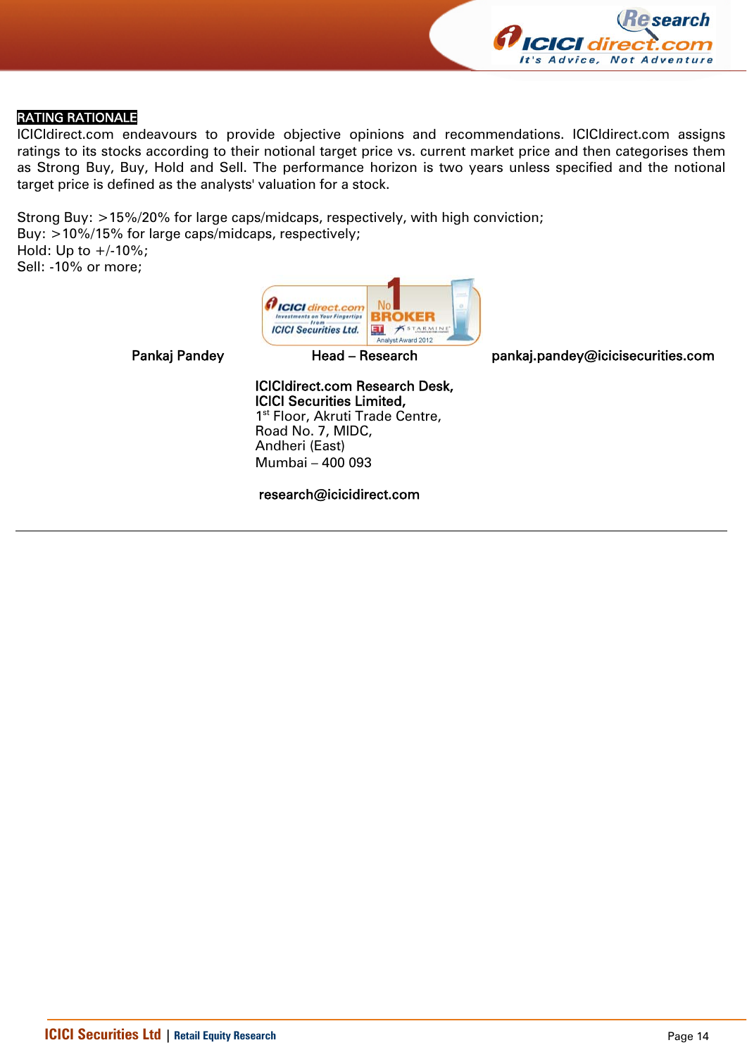## RATING RATIONALE

ICICIdirect.com endeavours to provide objective opinions and recommendations. ICICIdirect.com assigns ratings to its stocks according to their notional target price vs. current market price and then categorises them as Strong Buy, Buy, Hold and Sell. The performance horizon is two years unless specified and the notional target price is defined as the analysts' valuation for a stock.

Strong Buy: >15%/20% for large caps/midcaps, respectively, with high conviction;
Buy: >10%/15% for large caps/midcaps, respectively;
Hold: Up to +/-10%;
Sell: -10% or more;

| Pankaj Pandey | Head – Research | pankaj.pandey@icicisecurities.com |
|---|---|---|

**ICICIdirect.com Research Desk,**
**ICICI Securities Limited,**
1st Floor, Akruti Trade Centre,
Road No. 7, MIDC,
Andheri (East)
Mumbai – 400 093

**research@icicidirect.com**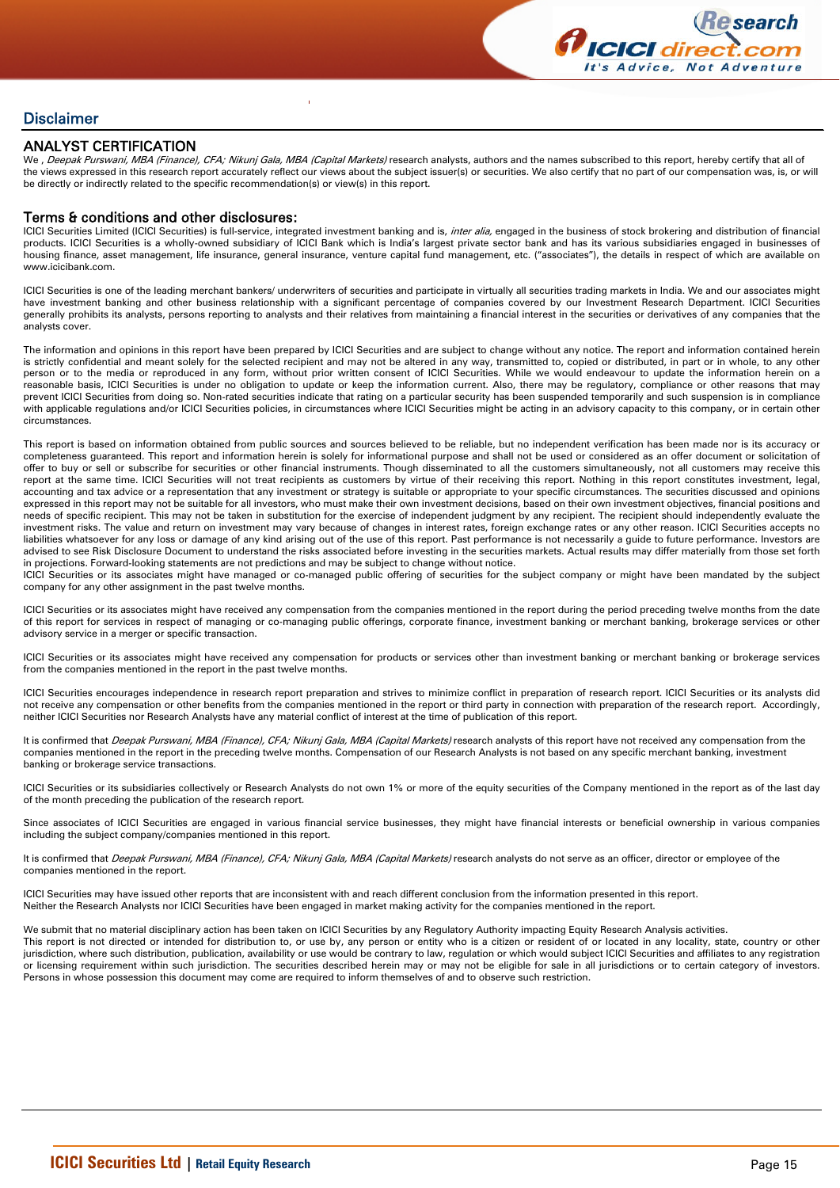## Disclaimer

### ANALYST CERTIFICATION

We , *Deepak Purswani, MBA (Finance), CFA; Nikunj Gala, MBA (Capital Markets)* research analysts, authors and the names subscribed to this report, hereby certify that all of the views expressed in this research report accurately reflect our views about the subject issuer(s) or securities. We also certify that no part of our compensation was, is, or will be directly or indirectly related to the specific recommendation(s) or view(s) in this report.

### Terms & conditions and other disclosures:

ICICI Securities Limited (ICICI Securities) is full-service, integrated investment banking and is, *inter alia*, engaged in the business of stock brokering and distribution of financial products. ICICI Securities is a wholly-owned subsidiary of ICICI Bank which is India's largest private sector bank and has its various subsidiaries engaged in businesses of housing finance, asset management, life insurance, general insurance, venture capital fund management, etc. ("associates"), the details in respect of which are available on www.icicibank.com.

ICICI Securities is one of the leading merchant bankers/ underwriters of securities and participate in virtually all securities trading markets in India. We and our associates might have investment banking and other business relationship with a significant percentage of companies covered by our Investment Research Department. ICICI Securities generally prohibits its analysts, persons reporting to analysts and their relatives from maintaining a financial interest in the securities or derivatives of any companies that the analysts cover.

The information and opinions in this report have been prepared by ICICI Securities and are subject to change without any notice. The report and information contained herein is strictly confidential and meant solely for the selected recipient and may not be altered in any way, transmitted to, copied or distributed, in part or in whole, to any other person or to the media or reproduced in any form, without prior written consent of ICICI Securities. While we would endeavour to update the information herein on a reasonable basis, ICICI Securities is under no obligation to update or keep the information current. Also, there may be regulatory, compliance or other reasons that may prevent ICICI Securities from doing so. Non-rated securities indicate that rating on a particular security has been suspended temporarily and such suspension is in compliance with applicable regulations and/or ICICI Securities policies, in circumstances where ICICI Securities might be acting in an advisory capacity to this company, or in certain other circumstances.

This report is based on information obtained from public sources and sources believed to be reliable, but no independent verification has been made nor is its accuracy or completeness guaranteed. This report and information herein is solely for informational purpose and shall not be used or considered as an offer document or solicitation of offer to buy or sell or subscribe for securities or other financial instruments. Though disseminated to all the customers simultaneously, not all customers may receive this report at the same time. ICICI Securities will not treat recipients as customers by virtue of their receiving this report. Nothing in this report constitutes investment, legal, accounting and tax advice or a representation that any investment or strategy is suitable or appropriate to your specific circumstances. The securities discussed and opinions expressed in this report may not be suitable for all investors, who must make their own investment decisions, based on their own investment objectives, financial positions and needs of specific recipient. This may not be taken in substitution for the exercise of independent judgment by any recipient. The recipient should independently evaluate the investment risks. The value and return on investment may vary because of changes in interest rates, foreign exchange rates or any other reason. ICICI Securities accepts no liabilities whatsoever for any loss or damage of any kind arising out of the use of this report. Past performance is not necessarily a guide to future performance. Investors are advised to see Risk Disclosure Document to understand the risks associated before investing in the securities markets. Actual results may differ materially from those set forth in projections. Forward-looking statements are not predictions and may be subject to change without notice.
ICICI Securities or its associates might have managed or co-managed public offering of securities for the subject company or might have been mandated by the subject company for any other assignment in the past twelve months.

ICICI Securities or its associates might have received any compensation from the companies mentioned in the report during the period preceding twelve months from the date of this report for services in respect of managing or co-managing public offerings, corporate finance, investment banking or merchant banking, brokerage services or other advisory service in a merger or specific transaction.

ICICI Securities or its associates might have received any compensation for products or services other than investment banking or merchant banking or brokerage services from the companies mentioned in the report in the past twelve months.

ICICI Securities encourages independence in research report preparation and strives to minimize conflict in preparation of research report. ICICI Securities or its analysts did not receive any compensation or other benefits from the companies mentioned in the report or third party in connection with preparation of the research report. Accordingly, neither ICICI Securities nor Research Analysts have any material conflict of interest at the time of publication of this report.

It is confirmed that *Deepak Purswani, MBA (Finance), CFA; Nikunj Gala, MBA (Capital Markets)* research analysts of this report have not received any compensation from the companies mentioned in the report in the preceding twelve months. Compensation of our Research Analysts is not based on any specific merchant banking, investment banking or brokerage service transactions.

ICICI Securities or its subsidiaries collectively or Research Analysts do not own 1% or more of the equity securities of the Company mentioned in the report as of the last day of the month preceding the publication of the research report.

Since associates of ICICI Securities are engaged in various financial service businesses, they might have financial interests or beneficial ownership in various companies including the subject company/companies mentioned in this report.

It is confirmed that *Deepak Purswani, MBA (Finance), CFA; Nikunj Gala, MBA (Capital Markets)* research analysts do not serve as an officer, director or employee of the companies mentioned in the report.

ICICI Securities may have issued other reports that are inconsistent with and reach different conclusion from the information presented in this report.
Neither the Research Analysts nor ICICI Securities have been engaged in market making activity for the companies mentioned in the report.

We submit that no material disciplinary action has been taken on ICICI Securities by any Regulatory Authority impacting Equity Research Analysis activities.
This report is not directed or intended for distribution to, or use by, any person or entity who is a citizen or resident of or located in any locality, state, country or other jurisdiction, where such distribution, publication, availability or use would be contrary to law, regulation or which would subject ICICI Securities and affiliates to any registration or licensing requirement within such jurisdiction. The securities described herein may or may not be eligible for sale in all jurisdictions or to certain category of investors. Persons in whose possession this document may come are required to inform themselves of and to observe such restriction.